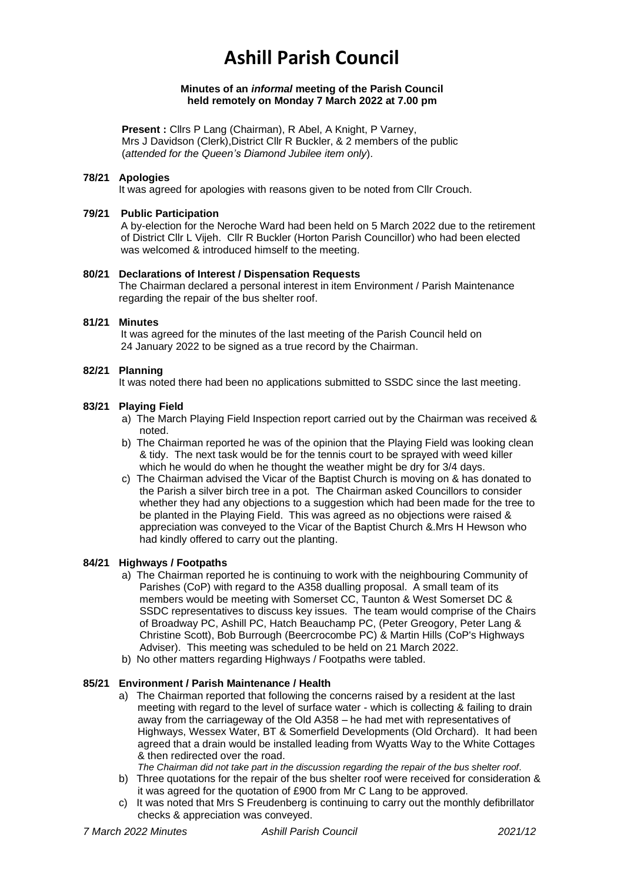# Ashill Parish Council

**Minutes of an *informal* meeting of the Parish Council held remotely on Monday 7 March 2022 at 7.00 pm**

**Present :** Cllrs P Lang (Chairman), R Abel, A Knight, P Varney, Mrs J Davidson (Clerk),District Cllr R Buckler, & 2 members of the public (*attended for the Queen's Diamond Jubilee item only*).

**78/21 Apologies**

It was agreed for apologies with reasons given to be noted from Cllr Crouch.

**79/21 Public Participation**

A by-election for the Neroche Ward had been held on 5 March 2022 due to the retirement of District Cllr L Vijeh. Cllr R Buckler (Horton Parish Councillor) who had been elected was welcomed & introduced himself to the meeting.

**80/21 Declarations of Interest / Dispensation Requests**

The Chairman declared a personal interest in item Environment / Parish Maintenance regarding the repair of the bus shelter roof.

**81/21 Minutes**

It was agreed for the minutes of the last meeting of the Parish Council held on 24 January 2022 to be signed as a true record by the Chairman.

**82/21 Planning**

It was noted there had been no applications submitted to SSDC since the last meeting.

**83/21 Playing Field**

a) The March Playing Field Inspection report carried out by the Chairman was received & noted.

b) The Chairman reported he was of the opinion that the Playing Field was looking clean & tidy. The next task would be for the tennis court to be sprayed with weed killer which he would do when he thought the weather might be dry for 3/4 days.

c) The Chairman advised the Vicar of the Baptist Church is moving on & has donated to the Parish a silver birch tree in a pot. The Chairman asked Councillors to consider whether they had any objections to a suggestion which had been made for the tree to be planted in the Playing Field. This was agreed as no objections were raised & appreciation was conveyed to the Vicar of the Baptist Church &.Mrs H Hewson who had kindly offered to carry out the planting.

**84/21 Highways / Footpaths**

a) The Chairman reported he is continuing to work with the neighbouring Community of Parishes (CoP) with regard to the A358 dualling proposal. A small team of its members would be meeting with Somerset CC, Taunton & West Somerset DC & SSDC representatives to discuss key issues. The team would comprise of the Chairs of Broadway PC, Ashill PC, Hatch Beauchamp PC, (Peter Gregory, Peter Lang & Christine Scott), Bob Burrough (Beercrocombe PC) & Martin Hills (CoP's Highways Adviser). This meeting was scheduled to be held on 21 March 2022.

b) No other matters regarding Highways / Footpaths were tabled.

**85/21 Environment / Parish Maintenance / Health**

a) The Chairman reported that following the concerns raised by a resident at the last meeting with regard to the level of surface water - which is collecting & failing to drain away from the carriageway of the Old A358 – he had met with representatives of Highways, Wessex Water, BT & Somerfield Developments (Old Orchard). It had been agreed that a drain would be installed leading from Wyatts Way to the White Cottages & then redirected over the road.

*The Chairman did not take part in the discussion regarding the repair of the bus shelter roof*.

b) Three quotations for the repair of the bus shelter roof were received for consideration & it was agreed for the quotation of £900 from Mr C Lang to be approved.

c) It was noted that Mrs S Freudenberg is continuing to carry out the monthly defibrillator checks & appreciation was conveyed.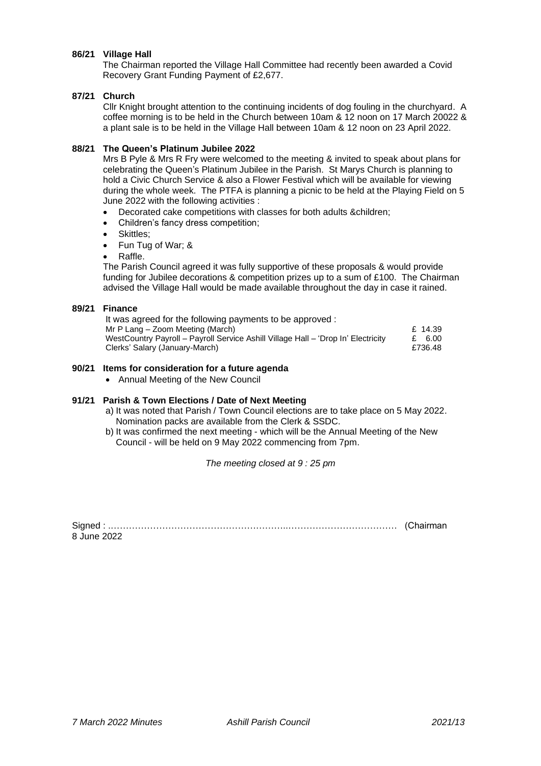### 86/21 Village Hall

The Chairman reported the Village Hall Committee had recently been awarded a Covid Recovery Grant Funding Payment of £2,677.

### 87/21 Church

Cllr Knight brought attention to the continuing incidents of dog fouling in the churchyard. A coffee morning is to be held in the Church between 10am & 12 noon on 17 March 20022 & a plant sale is to be held in the Village Hall between 10am & 12 noon on 23 April 2022.

### 88/21 The Queen's Platinum Jubilee 2022

Mrs B Pyle & Mrs R Fry were welcomed to the meeting & invited to speak about plans for celebrating the Queen's Platinum Jubilee in the Parish. St Marys Church is planning to hold a Civic Church Service & also a Flower Festival which will be available for viewing during the whole week. The PTFA is planning a picnic to be held at the Playing Field on 5 June 2022 with the following activities :

- Decorated cake competitions with classes for both adults &children;
- Children's fancy dress competition;
- Skittles;
- Fun Tug of War; &
- Raffle.

The Parish Council agreed it was fully supportive of these proposals & would provide funding for Jubilee decorations & competition prizes up to a sum of £100. The Chairman advised the Village Hall would be made available throughout the day in case it rained.

### 89/21 Finance

It was agreed for the following payments to be approved :

| | |
|---|---|
| Mr P Lang – Zoom Meeting (March) | £ 14.39 |
| WestCountry Payroll – Payroll Service Ashill Village Hall – 'Drop In' Electricity | £ 6.00 |
| Clerks' Salary (January-March) | £736.48 |

### 90/21 Items for consideration for a future agenda

- Annual Meeting of the New Council

### 91/21 Parish & Town Elections / Date of Next Meeting

a) It was noted that Parish / Town Council elections are to take place on 5 May 2022. Nomination packs are available from the Clerk & SSDC.

b) It was confirmed the next meeting - which will be the Annual Meeting of the New Council - will be held on 9 May 2022 commencing from 7pm.

*The meeting closed at 9 : 25 pm*

Signed : …………………………………………………..……………………………… (Chairman

8 June 2022